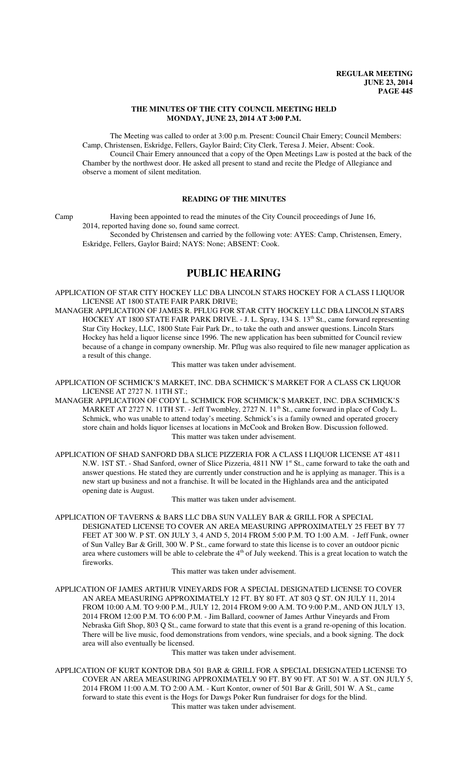# THE MINUTES OF THE CITY COUNCIL MEETING HELD MONDAY, JUNE 23, 2014 AT 3:00 P.M.

The Meeting was called to order at 3:00 p.m. Present: Council Chair Emery; Council Members: Camp, Christensen, Eskridge, Fellers, Gaylor Baird; City Clerk, Teresa J. Meier, Absent: Cook.

Council Chair Emery announced that a copy of the Open Meetings Law is posted at the back of the Chamber by the northwest door. He asked all present to stand and recite the Pledge of Allegiance and observe a moment of silent meditation.

## READING OF THE MINUTES

Camp Having been appointed to read the minutes of the City Council proceedings of June 16, 2014, reported having done so, found same correct.

Seconded by Christensen and carried by the following vote: AYES: Camp, Christensen, Emery, Eskridge, Fellers, Gaylor Baird; NAYS: None; ABSENT: Cook.

# PUBLIC HEARING

APPLICATION OF STAR CITY HOCKEY LLC DBA LINCOLN STARS HOCKEY FOR A CLASS I LIQUOR LICENSE AT 1800 STATE FAIR PARK DRIVE;

MANAGER APPLICATION OF JAMES R. PFLUG FOR STAR CITY HOCKEY LLC DBA LINCOLN STARS HOCKEY AT 1800 STATE FAIR PARK DRIVE. - J. L. Spray, 134 S. 13th St., came forward representing Star City Hockey, LLC, 1800 State Fair Park Dr., to take the oath and answer questions. Lincoln Stars Hockey has held a liquor license since 1996. The new application has been submitted for Council review because of a change in company ownership. Mr. Pflug was also required to file new manager application as a result of this change.

This matter was taken under advisement.

APPLICATION OF SCHMICK'S MARKET, INC. DBA SCHMICK'S MARKET FOR A CLASS CK LIQUOR LICENSE AT 2727 N. 11TH ST.;

MANAGER APPLICATION OF CODY L. SCHMICK FOR SCHMICK'S MARKET, INC. DBA SCHMICK'S MARKET AT 2727 N. 11TH ST. - Jeff Twombley, 2727 N. 11th St., came forward in place of Cody L. Schmick, who was unable to attend today's meeting. Schmick's is a family owned and operated grocery store chain and holds liquor licenses at locations in McCook and Broken Bow. Discussion followed.

This matter was taken under advisement.

APPLICATION OF SHAD SANFORD DBA SLICE PIZZERIA FOR A CLASS I LIQUOR LICENSE AT 4811 N.W. 1ST ST. - Shad Sanford, owner of Slice Pizzeria, 4811 NW 1st St., came forward to take the oath and answer questions. He stated they are currently under construction and he is applying as manager. This is a new start up business and not a franchise. It will be located in the Highlands area and the anticipated opening date is August.

This matter was taken under advisement.

APPLICATION OF TAVERNS & BARS LLC DBA SUN VALLEY BAR & GRILL FOR A SPECIAL DESIGNATED LICENSE TO COVER AN AREA MEASURING APPROXIMATELY 25 FEET BY 77 FEET AT 300 W. P ST. ON JULY 3, 4 AND 5, 2014 FROM 5:00 P.M. TO 1:00 A.M. - Jeff Funk, owner of Sun Valley Bar & Grill, 300 W. P St., came forward to state this license is to cover an outdoor picnic area where customers will be able to celebrate the 4th of July weekend. This is a great location to watch the fireworks.

This matter was taken under advisement.

APPLICATION OF JAMES ARTHUR VINEYARDS FOR A SPECIAL DESIGNATED LICENSE TO COVER AN AREA MEASURING APPROXIMATELY 12 FT. BY 80 FT. AT 803 Q ST. ON JULY 11, 2014 FROM 10:00 A.M. TO 9:00 P.M., JULY 12, 2014 FROM 9:00 A.M. TO 9:00 P.M., AND ON JULY 13, 2014 FROM 12:00 P.M. TO 6:00 P.M. - Jim Ballard, coowner of James Arthur Vineyards and From Nebraska Gift Shop, 803 Q St., came forward to state that this event is a grand re-opening of this location. There will be live music, food demonstrations from vendors, wine specials, and a book signing. The dock area will also eventually be licensed.

This matter was taken under advisement.

APPLICATION OF KURT KONTOR DBA 501 BAR & GRILL FOR A SPECIAL DESIGNATED LICENSE TO COVER AN AREA MEASURING APPROXIMATELY 90 FT. BY 90 FT. AT 501 W. A ST. ON JULY 5, 2014 FROM 11:00 A.M. TO 2:00 A.M. - Kurt Kontor, owner of 501 Bar & Grill, 501 W. A St., came forward to state this event is the Hogs for Dawgs Poker Run fundraiser for dogs for the blind.

This matter was taken under advisement.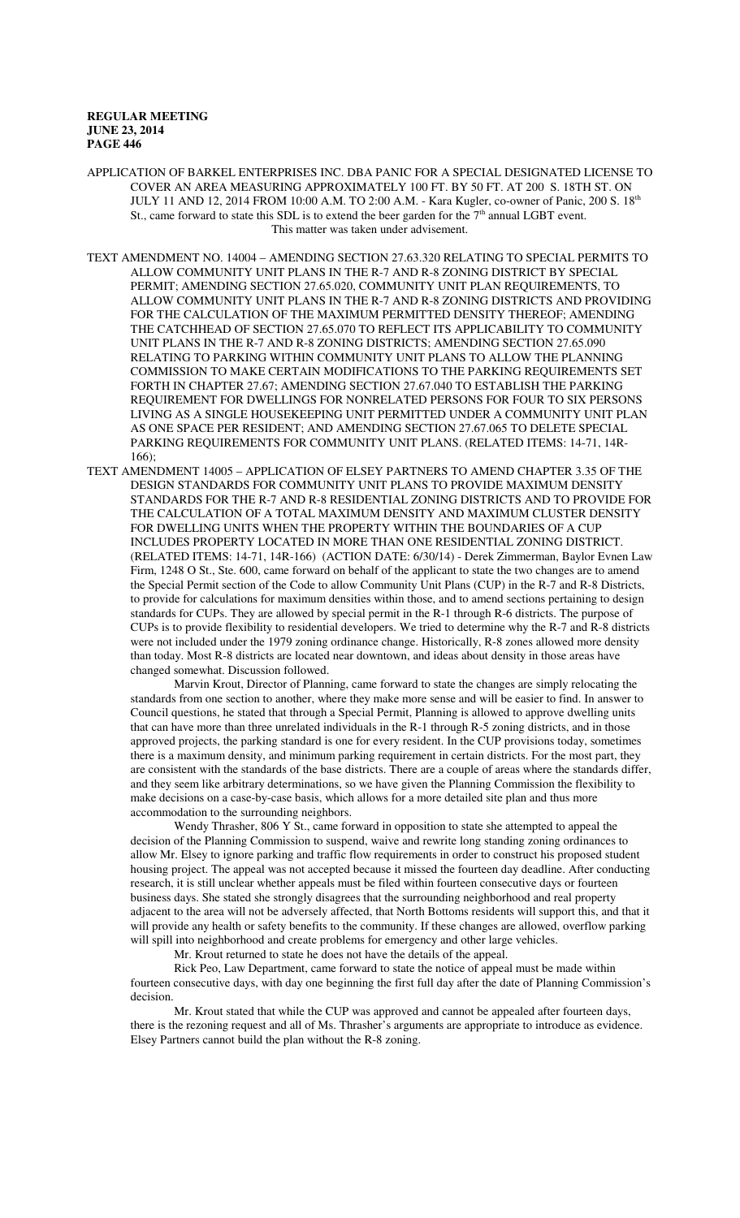APPLICATION OF BARKEL ENTERPRISES INC. DBA PANIC FOR A SPECIAL DESIGNATED LICENSE TO COVER AN AREA MEASURING APPROXIMATELY 100 FT. BY 50 FT. AT 200 S. 18TH ST. ON JULY 11 AND 12, 2014 FROM 10:00 A.M. TO 2:00 A.M. - Kara Kugler, co-owner of Panic, 200 S. 18th St., came forward to state this SDL is to extend the beer garden for the 7th annual LGBT event.

This matter was taken under advisement.

TEXT AMENDMENT NO. 14004 – AMENDING SECTION 27.63.320 RELATING TO SPECIAL PERMITS TO ALLOW COMMUNITY UNIT PLANS IN THE R-7 AND R-8 ZONING DISTRICT BY SPECIAL PERMIT; AMENDING SECTION 27.65.020, COMMUNITY UNIT PLAN REQUIREMENTS, TO ALLOW COMMUNITY UNIT PLANS IN THE R-7 AND R-8 ZONING DISTRICTS AND PROVIDING FOR THE CALCULATION OF THE MAXIMUM PERMITTED DENSITY THEREOF; AMENDING THE CATCHHEAD OF SECTION 27.65.070 TO REFLECT ITS APPLICABILITY TO COMMUNITY UNIT PLANS IN THE R-7 AND R-8 ZONING DISTRICTS; AMENDING SECTION 27.65.090 RELATING TO PARKING WITHIN COMMUNITY UNIT PLANS TO ALLOW THE PLANNING COMMISSION TO MAKE CERTAIN MODIFICATIONS TO THE PARKING REQUIREMENTS SET FORTH IN CHAPTER 27.67; AMENDING SECTION 27.67.040 TO ESTABLISH THE PARKING REQUIREMENT FOR DWELLINGS FOR NONRELATED PERSONS FOR FOUR TO SIX PERSONS LIVING AS A SINGLE HOUSEKEEPING UNIT PERMITTED UNDER A COMMUNITY UNIT PLAN AS ONE SPACE PER RESIDENT; AND AMENDING SECTION 27.67.065 TO DELETE SPECIAL PARKING REQUIREMENTS FOR COMMUNITY UNIT PLANS. (RELATED ITEMS: 14-71, 14R-166);

TEXT AMENDMENT 14005 – APPLICATION OF ELSEY PARTNERS TO AMEND CHAPTER 3.35 OF THE DESIGN STANDARDS FOR COMMUNITY UNIT PLANS TO PROVIDE MAXIMUM DENSITY STANDARDS FOR THE R-7 AND R-8 RESIDENTIAL ZONING DISTRICTS AND TO PROVIDE FOR THE CALCULATION OF A TOTAL MAXIMUM DENSITY AND MAXIMUM CLUSTER DENSITY FOR DWELLING UNITS WHEN THE PROPERTY WITHIN THE BOUNDARIES OF A CUP INCLUDES PROPERTY LOCATED IN MORE THAN ONE RESIDENTIAL ZONING DISTRICT. (RELATED ITEMS: 14-71, 14R-166) (ACTION DATE: 6/30/14) - Derek Zimmerman, Baylor Evnen Law Firm, 1248 O St., Ste. 600, came forward on behalf of the applicant to state the two changes are to amend the Special Permit section of the Code to allow Community Unit Plans (CUP) in the R-7 and R-8 Districts, to provide for calculations for maximum densities within those, and to amend sections pertaining to design standards for CUPs. They are allowed by special permit in the R-1 through R-6 districts. The purpose of CUPs is to provide flexibility to residential developers. We tried to determine why the R-7 and R-8 districts were not included under the 1979 zoning ordinance change. Historically, R-8 zones allowed more density than today. Most R-8 districts are located near downtown, and ideas about density in those areas have changed somewhat. Discussion followed.

Marvin Krout, Director of Planning, came forward to state the changes are simply relocating the standards from one section to another, where they make more sense and will be easier to find. In answer to Council questions, he stated that through a Special Permit, Planning is allowed to approve dwelling units that can have more than three unrelated individuals in the R-1 through R-5 zoning districts, and in those approved projects, the parking standard is one for every resident. In the CUP provisions today, sometimes there is a maximum density, and minimum parking requirement in certain districts. For the most part, they are consistent with the standards of the base districts. There are a couple of areas where the standards differ, and they seem like arbitrary determinations, so we have given the Planning Commission the flexibility to make decisions on a case-by-case basis, which allows for a more detailed site plan and thus more accommodation to the surrounding neighbors.

Wendy Thrasher, 806 Y St., came forward in opposition to state she attempted to appeal the decision of the Planning Commission to suspend, waive and rewrite long standing zoning ordinances to allow Mr. Elsey to ignore parking and traffic flow requirements in order to construct his proposed student housing project. The appeal was not accepted because it missed the fourteen day deadline. After conducting research, it is still unclear whether appeals must be filed within fourteen consecutive days or fourteen business days. She stated she strongly disagrees that the surrounding neighborhood and real property adjacent to the area will not be adversely affected, that North Bottoms residents will support this, and that it will provide any health or safety benefits to the community. If these changes are allowed, overflow parking will spill into neighborhood and create problems for emergency and other large vehicles.

Mr. Krout returned to state he does not have the details of the appeal.

Rick Peo, Law Department, came forward to state the notice of appeal must be made within fourteen consecutive days, with day one beginning the first full day after the date of Planning Commission's decision.

Mr. Krout stated that while the CUP was approved and cannot be appealed after fourteen days, there is the rezoning request and all of Ms. Thrasher's arguments are appropriate to introduce as evidence. Elsey Partners cannot build the plan without the R-8 zoning.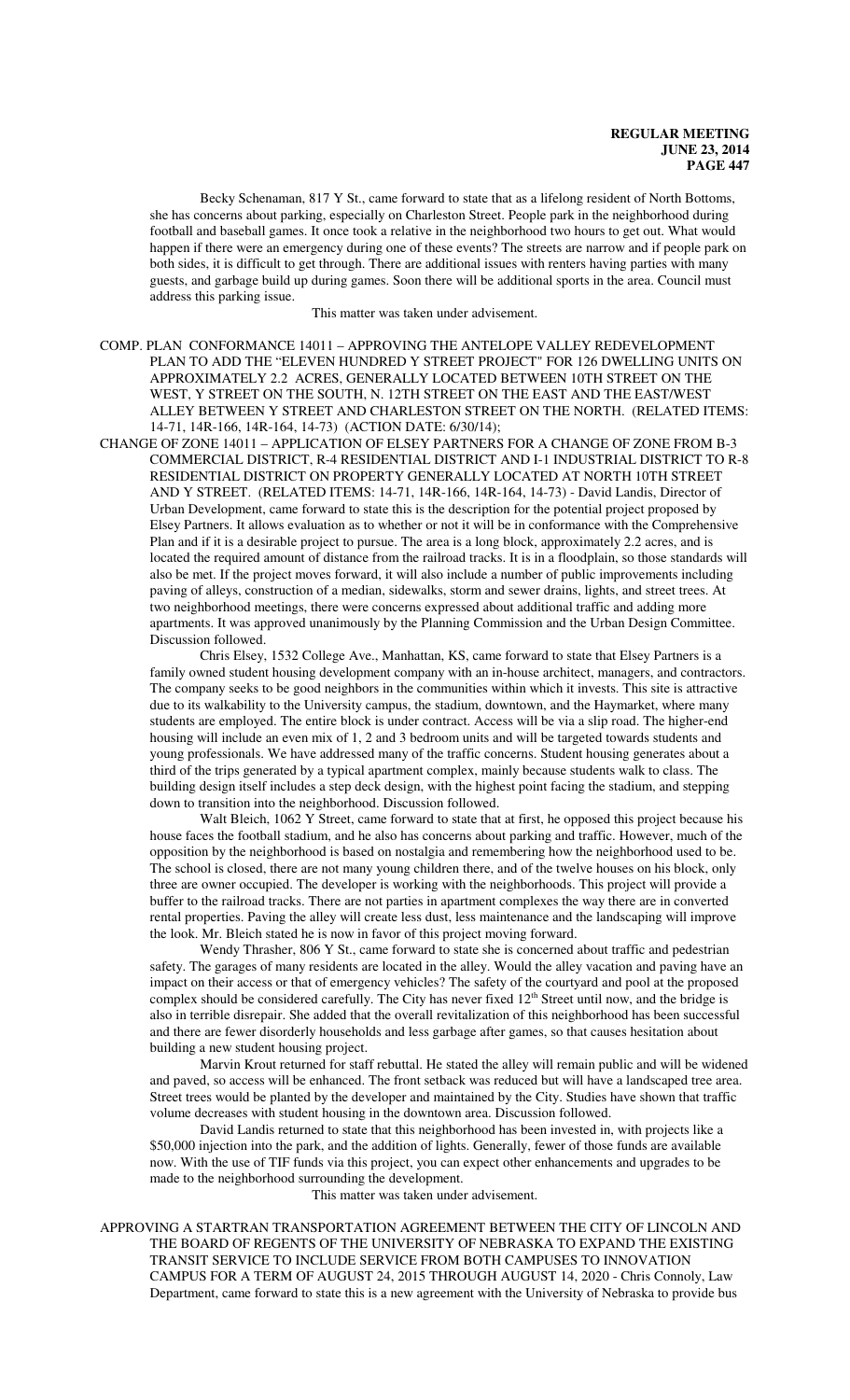Becky Schenaman, 817 Y St., came forward to state that as a lifelong resident of North Bottoms, she has concerns about parking, especially on Charleston Street. People park in the neighborhood during football and baseball games. It once took a relative in the neighborhood two hours to get out. What would happen if there were an emergency during one of these events? The streets are narrow and if people park on both sides, it is difficult to get through. There are additional issues with renters having parties with many guests, and garbage build up during games. Soon there will be additional sports in the area. Council must address this parking issue.

This matter was taken under advisement.

COMP. PLAN CONFORMANCE 14011 – APPROVING THE ANTELOPE VALLEY REDEVELOPMENT PLAN TO ADD THE "ELEVEN HUNDRED Y STREET PROJECT" FOR 126 DWELLING UNITS ON APPROXIMATELY 2.2 ACRES, GENERALLY LOCATED BETWEEN 10TH STREET ON THE WEST, Y STREET ON THE SOUTH, N. 12TH STREET ON THE EAST AND THE EAST/WEST ALLEY BETWEEN Y STREET AND CHARLESTON STREET ON THE NORTH. (RELATED ITEMS: 14-71, 14R-166, 14R-164, 14-73) (ACTION DATE: 6/30/14);

CHANGE OF ZONE 14011 – APPLICATION OF ELSEY PARTNERS FOR A CHANGE OF ZONE FROM B-3 COMMERCIAL DISTRICT, R-4 RESIDENTIAL DISTRICT AND I-1 INDUSTRIAL DISTRICT TO R-8 RESIDENTIAL DISTRICT ON PROPERTY GENERALLY LOCATED AT NORTH 10TH STREET AND Y STREET. (RELATED ITEMS: 14-71, 14R-166, 14R-164, 14-73) - David Landis, Director of Urban Development, came forward to state this is the description for the potential project proposed by Elsey Partners. It allows evaluation as to whether or not it will be in conformance with the Comprehensive Plan and if it is a desirable project to pursue. The area is a long block, approximately 2.2 acres, and is located the required amount of distance from the railroad tracks. It is in a floodplain, so those standards will also be met. If the project moves forward, it will also include a number of public improvements including paving of alleys, construction of a median, sidewalks, storm and sewer drains, lights, and street trees. At two neighborhood meetings, there were concerns expressed about additional traffic and adding more apartments. It was approved unanimously by the Planning Commission and the Urban Design Committee. Discussion followed.

Chris Elsey, 1532 College Ave., Manhattan, KS, came forward to state that Elsey Partners is a family owned student housing development company with an in-house architect, managers, and contractors. The company seeks to be good neighbors in the communities within which it invests. This site is attractive due to its walkability to the University campus, the stadium, downtown, and the Haymarket, where many students are employed. The entire block is under contract. Access will be via a slip road. The higher-end housing will include an even mix of 1, 2 and 3 bedroom units and will be targeted towards students and young professionals. We have addressed many of the traffic concerns. Student housing generates about a third of the trips generated by a typical apartment complex, mainly because students walk to class. The building design itself includes a step deck design, with the highest point facing the stadium, and stepping down to transition into the neighborhood. Discussion followed.

Walt Bleich, 1062 Y Street, came forward to state that at first, he opposed this project because his house faces the football stadium, and he also has concerns about parking and traffic. However, much of the opposition by the neighborhood is based on nostalgia and remembering how the neighborhood used to be. The school is closed, there are not many young children there, and of the twelve houses on his block, only three are owner occupied. The developer is working with the neighborhoods. This project will provide a buffer to the railroad tracks. There are not parties in apartment complexes the way there are in converted rental properties. Paving the alley will create less dust, less maintenance and the landscaping will improve the look. Mr. Bleich stated he is now in favor of this project moving forward.

Wendy Thrasher, 806 Y St., came forward to state she is concerned about traffic and pedestrian safety. The garages of many residents are located in the alley. Would the alley vacation and paving have an impact on their access or that of emergency vehicles? The safety of the courtyard and pool at the proposed complex should be considered carefully. The City has never fixed 12th Street until now, and the bridge is also in terrible disrepair. She added that the overall revitalization of this neighborhood has been successful and there are fewer disorderly households and less garbage after games, so that causes hesitation about building a new student housing project.

Marvin Krout returned for staff rebuttal. He stated the alley will remain public and will be widened and paved, so access will be enhanced. The front setback was reduced but will have a landscaped tree area. Street trees would be planted by the developer and maintained by the City. Studies have shown that traffic volume decreases with student housing in the downtown area. Discussion followed.

David Landis returned to state that this neighborhood has been invested in, with projects like a $50,000 injection into the park, and the addition of lights. Generally, fewer of those funds are available now. With the use of TIF funds via this project, you can expect other enhancements and upgrades to be made to the neighborhood surrounding the development.

This matter was taken under advisement.

APPROVING A STARTRAN TRANSPORTATION AGREEMENT BETWEEN THE CITY OF LINCOLN AND THE BOARD OF REGENTS OF THE UNIVERSITY OF NEBRASKA TO EXPAND THE EXISTING TRANSIT SERVICE TO INCLUDE SERVICE FROM BOTH CAMPUSES TO INNOVATION CAMPUS FOR A TERM OF AUGUST 24, 2015 THROUGH AUGUST 14, 2020 - Chris Connoly, Law Department, came forward to state this is a new agreement with the University of Nebraska to provide bus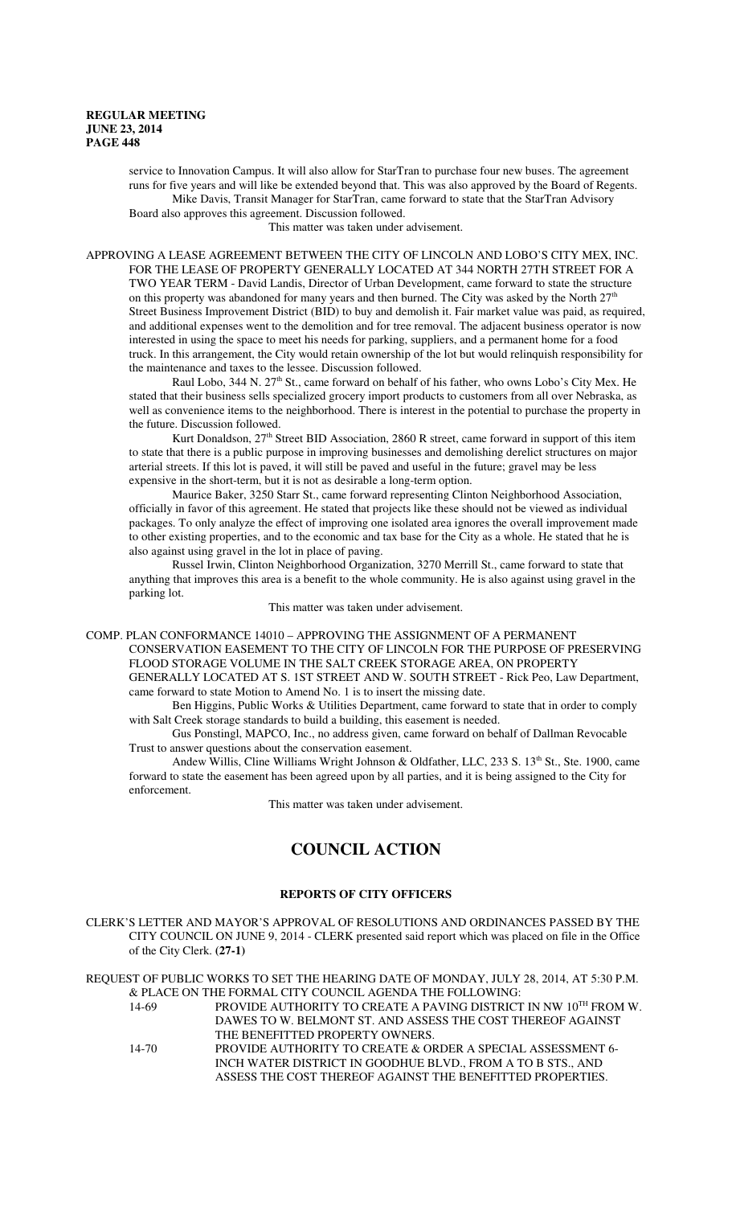service to Innovation Campus. It will also allow for StarTran to purchase four new buses. The agreement runs for five years and will like be extended beyond that. This was also approved by the Board of Regents.

Mike Davis, Transit Manager for StarTran, came forward to state that the StarTran Advisory Board also approves this agreement. Discussion followed.

This matter was taken under advisement.

APPROVING A LEASE AGREEMENT BETWEEN THE CITY OF LINCOLN AND LOBO'S CITY MEX, INC. FOR THE LEASE OF PROPERTY GENERALLY LOCATED AT 344 NORTH 27TH STREET FOR A TWO YEAR TERM - David Landis, Director of Urban Development, came forward to state the structure on this property was abandoned for many years and then burned. The City was asked by the North 27th Street Business Improvement District (BID) to buy and demolish it. Fair market value was paid, as required, and additional expenses went to the demolition and for tree removal. The adjacent business operator is now interested in using the space to meet his needs for parking, suppliers, and a permanent home for a food truck. In this arrangement, the City would retain ownership of the lot but would relinquish responsibility for the maintenance and taxes to the lessee. Discussion followed.

Raul Lobo, 344 N. 27th St., came forward on behalf of his father, who owns Lobo's City Mex. He stated that their business sells specialized grocery import products to customers from all over Nebraska, as well as convenience items to the neighborhood. There is interest in the potential to purchase the property in the future. Discussion followed.

Kurt Donaldson, 27th Street BID Association, 2860 R street, came forward in support of this item to state that there is a public purpose in improving businesses and demolishing derelict structures on major arterial streets. If this lot is paved, it will still be paved and useful in the future; gravel may be less expensive in the short-term, but it is not as desirable a long-term option.

Maurice Baker, 3250 Starr St., came forward representing Clinton Neighborhood Association, officially in favor of this agreement. He stated that projects like these should not be viewed as individual packages. To only analyze the effect of improving one isolated area ignores the overall improvement made to other existing properties, and to the economic and tax base for the City as a whole. He stated that he is also against using gravel in the lot in place of paving.

Russel Irwin, Clinton Neighborhood Organization, 3270 Merrill St., came forward to state that anything that improves this area is a benefit to the whole community. He is also against using gravel in the parking lot.

This matter was taken under advisement.

COMP. PLAN CONFORMANCE 14010 – APPROVING THE ASSIGNMENT OF A PERMANENT CONSERVATION EASEMENT TO THE CITY OF LINCOLN FOR THE PURPOSE OF PRESERVING FLOOD STORAGE VOLUME IN THE SALT CREEK STORAGE AREA, ON PROPERTY GENERALLY LOCATED AT S. 1ST STREET AND W. SOUTH STREET - Rick Peo, Law Department, came forward to state Motion to Amend No. 1 is to insert the missing date.

Ben Higgins, Public Works & Utilities Department, came forward to state that in order to comply with Salt Creek storage standards to build a building, this easement is needed.

Gus Ponstingl, MAPCO, Inc., no address given, came forward on behalf of Dallman Revocable Trust to answer questions about the conservation easement.

Andew Willis, Cline Williams Wright Johnson & Oldfather, LLC, 233 S. 13th St., Ste. 1900, came forward to state the easement has been agreed upon by all parties, and it is being assigned to the City for enforcement.

This matter was taken under advisement.

# COUNCIL ACTION

## REPORTS OF CITY OFFICERS

CLERK'S LETTER AND MAYOR'S APPROVAL OF RESOLUTIONS AND ORDINANCES PASSED BY THE CITY COUNCIL ON JUNE 9, 2014 - CLERK presented said report which was placed on file in the Office of the City Clerk. **(27-1)**

REQUEST OF PUBLIC WORKS TO SET THE HEARING DATE OF MONDAY, JULY 28, 2014, AT 5:30 P.M. & PLACE ON THE FORMAL CITY COUNCIL AGENDA THE FOLLOWING:

14-69 PROVIDE AUTHORITY TO CREATE A PAVING DISTRICT IN NW 10TH FROM W. DAWES TO W. BELMONT ST. AND ASSESS THE COST THEREOF AGAINST THE BENEFITTED PROPERTY OWNERS.

14-70 PROVIDE AUTHORITY TO CREATE & ORDER A SPECIAL ASSESSMENT 6-INCH WATER DISTRICT IN GOODHUE BLVD., FROM A TO B STS., AND ASSESS THE COST THEREOF AGAINST THE BENEFITTED PROPERTIES.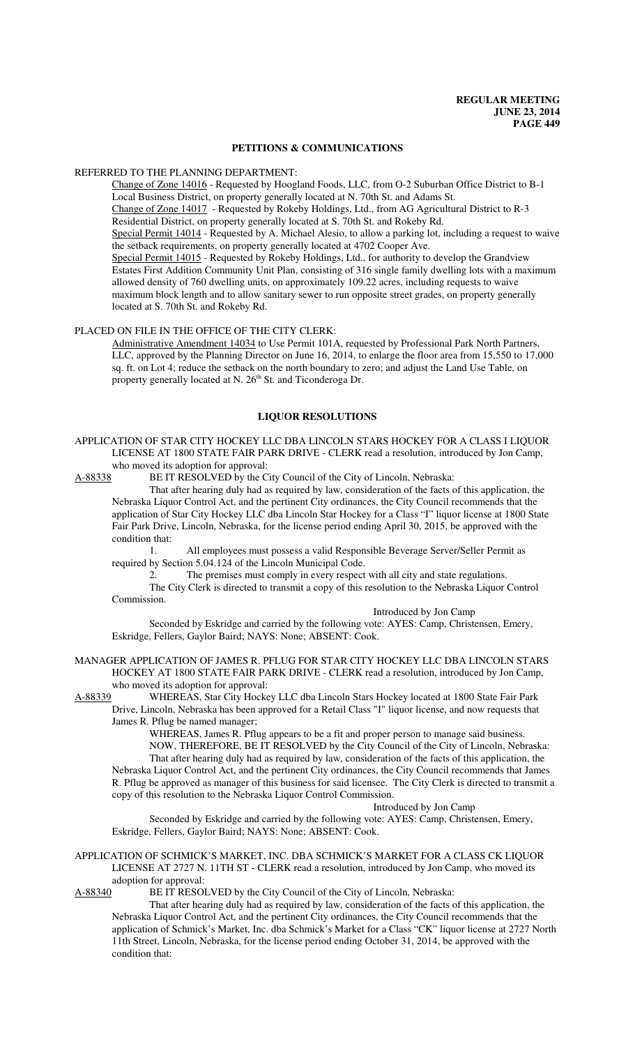## PETITIONS & COMMUNICATIONS

REFERRED TO THE PLANNING DEPARTMENT:

Change of Zone 14016 - Requested by Hoogland Foods, LLC, from O-2 Suburban Office District to B-1 Local Business District, on property generally located at N. 70th St. and Adams St.

Change of Zone 14017 - Requested by Rokeby Holdings, Ltd., from AG Agricultural District to R-3 Residential District, on property generally located at S. 70th St. and Rokeby Rd.

Special Permit 14014 - Requested by A. Michael Alesio, to allow a parking lot, including a request to waive the setback requirements, on property generally located at 4702 Cooper Ave.

Special Permit 14015 - Requested by Rokeby Holdings, Ltd., for authority to develop the Grandview Estates First Addition Community Unit Plan, consisting of 316 single family dwelling lots with a maximum allowed density of 760 dwelling units, on approximately 109.22 acres, including requests to waive maximum block length and to allow sanitary sewer to run opposite street grades, on property generally located at S. 70th St. and Rokeby Rd.

PLACED ON FILE IN THE OFFICE OF THE CITY CLERK:

Administrative Amendment 14034 to Use Permit 101A, requested by Professional Park North Partners, LLC, approved by the Planning Director on June 16, 2014, to enlarge the floor area from 15,550 to 17,000 sq. ft. on Lot 4; reduce the setback on the north boundary to zero; and adjust the Land Use Table, on property generally located at N. 26th St. and Ticonderoga Dr.

## LIQUOR RESOLUTIONS

APPLICATION OF STAR CITY HOCKEY LLC DBA LINCOLN STARS HOCKEY FOR A CLASS I LIQUOR LICENSE AT 1800 STATE FAIR PARK DRIVE - CLERK read a resolution, introduced by Jon Camp, who moved its adoption for approval:

A-88338 BE IT RESOLVED by the City Council of the City of Lincoln, Nebraska:

That after hearing duly had as required by law, consideration of the facts of this application, the Nebraska Liquor Control Act, and the pertinent City ordinances, the City Council recommends that the application of Star City Hockey LLC dba Lincoln Star Hockey for a Class "I" liquor license at 1800 State Fair Park Drive, Lincoln, Nebraska, for the license period ending April 30, 2015, be approved with the condition that:

1. All employees must possess a valid Responsible Beverage Server/Seller Permit as required by Section 5.04.124 of the Lincoln Municipal Code.

2. The premises must comply in every respect with all city and state regulations.

The City Clerk is directed to transmit a copy of this resolution to the Nebraska Liquor Control Commission.

Introduced by Jon Camp

Seconded by Eskridge and carried by the following vote: AYES: Camp, Christensen, Emery, Eskridge, Fellers, Gaylor Baird; NAYS: None; ABSENT: Cook.

MANAGER APPLICATION OF JAMES R. PFLUG FOR STAR CITY HOCKEY LLC DBA LINCOLN STARS HOCKEY AT 1800 STATE FAIR PARK DRIVE - CLERK read a resolution, introduced by Jon Camp, who moved its adoption for approval:

A-88339 WHEREAS, Star City Hockey LLC dba Lincoln Stars Hockey located at 1800 State Fair Park Drive, Lincoln, Nebraska has been approved for a Retail Class "I" liquor license, and now requests that James R. Pflug be named manager;

WHEREAS, James R. Pflug appears to be a fit and proper person to manage said business.

NOW, THEREFORE, BE IT RESOLVED by the City Council of the City of Lincoln, Nebraska:

That after hearing duly had as required by law, consideration of the facts of this application, the Nebraska Liquor Control Act, and the pertinent City ordinances, the City Council recommends that James R. Pflug be approved as manager of this business for said licensee. The City Clerk is directed to transmit a copy of this resolution to the Nebraska Liquor Control Commission.

Introduced by Jon Camp

Seconded by Eskridge and carried by the following vote: AYES: Camp, Christensen, Emery, Eskridge, Fellers, Gaylor Baird; NAYS: None; ABSENT: Cook.

APPLICATION OF SCHMICK'S MARKET, INC. DBA SCHMICK'S MARKET FOR A CLASS CK LIQUOR LICENSE AT 2727 N. 11TH ST - CLERK read a resolution, introduced by Jon Camp, who moved its adoption for approval:

A-88340 BE IT RESOLVED by the City Council of the City of Lincoln, Nebraska:

That after hearing duly had as required by law, consideration of the facts of this application, the Nebraska Liquor Control Act, and the pertinent City ordinances, the City Council recommends that the application of Schmick's Market, Inc. dba Schmick's Market for a Class "CK" liquor license at 2727 North 11th Street, Lincoln, Nebraska, for the license period ending October 31, 2014, be approved with the condition that: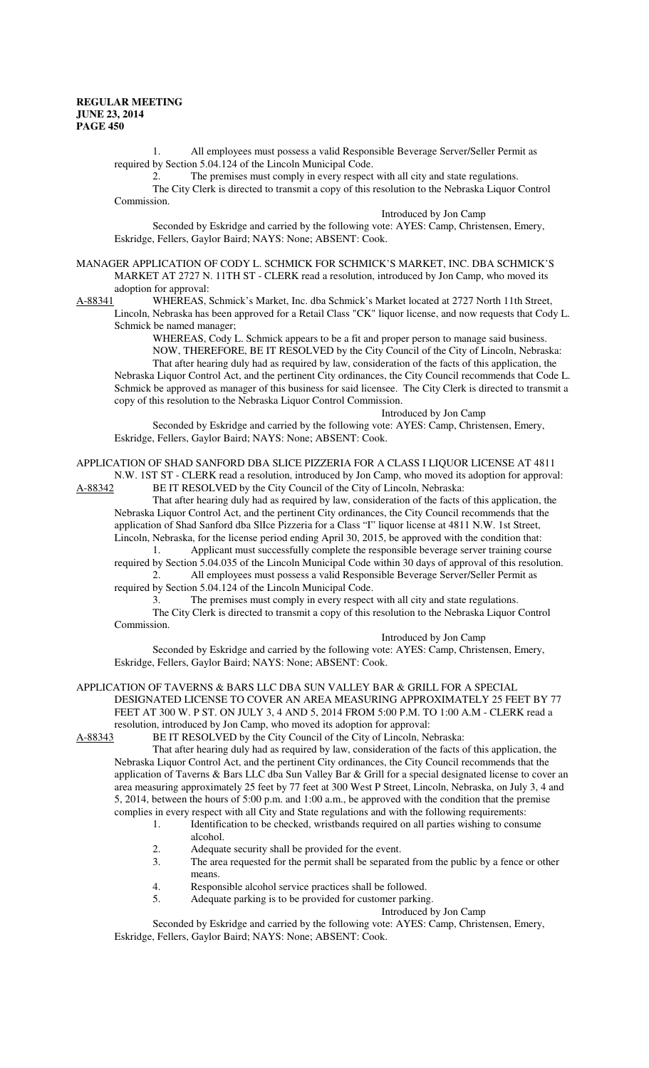1. All employees must possess a valid Responsible Beverage Server/Seller Permit as required by Section 5.04.124 of the Lincoln Municipal Code.

2. The premises must comply in every respect with all city and state regulations.

The City Clerk is directed to transmit a copy of this resolution to the Nebraska Liquor Control Commission.

Introduced by Jon Camp

Seconded by Eskridge and carried by the following vote: AYES: Camp, Christensen, Emery, Eskridge, Fellers, Gaylor Baird; NAYS: None; ABSENT: Cook.

MANAGER APPLICATION OF CODY L. SCHMICK FOR SCHMICK'S MARKET, INC. DBA SCHMICK'S MARKET AT 2727 N. 11TH ST - CLERK read a resolution, introduced by Jon Camp, who moved its adoption for approval:

A-88341 WHEREAS, Schmick's Market, Inc. dba Schmick's Market located at 2727 North 11th Street, Lincoln, Nebraska has been approved for a Retail Class "CK" liquor license, and now requests that Cody L. Schmick be named manager;

WHEREAS, Cody L. Schmick appears to be a fit and proper person to manage said business.

NOW, THEREFORE, BE IT RESOLVED by the City Council of the City of Lincoln, Nebraska:

That after hearing duly had as required by law, consideration of the facts of this application, the Nebraska Liquor Control Act, and the pertinent City ordinances, the City Council recommends that Code L. Schmick be approved as manager of this business for said licensee. The City Clerk is directed to transmit a copy of this resolution to the Nebraska Liquor Control Commission.

Introduced by Jon Camp

Seconded by Eskridge and carried by the following vote: AYES: Camp, Christensen, Emery, Eskridge, Fellers, Gaylor Baird; NAYS: None; ABSENT: Cook.

APPLICATION OF SHAD SANFORD DBA SLICE PIZZERIA FOR A CLASS I LIQUOR LICENSE AT 4811 N.W. 1ST ST - CLERK read a resolution, introduced by Jon Camp, who moved its adoption for approval:

A-88342 BE IT RESOLVED by the City Council of the City of Lincoln, Nebraska:

That after hearing duly had as required by law, consideration of the facts of this application, the Nebraska Liquor Control Act, and the pertinent City ordinances, the City Council recommends that the application of Shad Sanford dba SlIce Pizzeria for a Class "I" liquor license at 4811 N.W. 1st Street, Lincoln, Nebraska, for the license period ending April 30, 2015, be approved with the condition that:

1. Applicant must successfully complete the responsible beverage server training course required by Section 5.04.035 of the Lincoln Municipal Code within 30 days of approval of this resolution.

2. All employees must possess a valid Responsible Beverage Server/Seller Permit as required by Section 5.04.124 of the Lincoln Municipal Code.

3. The premises must comply in every respect with all city and state regulations.

The City Clerk is directed to transmit a copy of this resolution to the Nebraska Liquor Control Commission.

Introduced by Jon Camp

Seconded by Eskridge and carried by the following vote: AYES: Camp, Christensen, Emery, Eskridge, Fellers, Gaylor Baird; NAYS: None; ABSENT: Cook.

APPLICATION OF TAVERNS & BARS LLC DBA SUN VALLEY BAR & GRILL FOR A SPECIAL DESIGNATED LICENSE TO COVER AN AREA MEASURING APPROXIMATELY 25 FEET BY 77 FEET AT 300 W. P ST. ON JULY 3, 4 AND 5, 2014 FROM 5:00 P.M. TO 1:00 A.M - CLERK read a resolution, introduced by Jon Camp, who moved its adoption for approval:

A-88343 BE IT RESOLVED by the City Council of the City of Lincoln, Nebraska:

That after hearing duly had as required by law, consideration of the facts of this application, the Nebraska Liquor Control Act, and the pertinent City ordinances, the City Council recommends that the application of Taverns & Bars LLC dba Sun Valley Bar & Grill for a special designated license to cover an area measuring approximately 25 feet by 77 feet at 300 West P Street, Lincoln, Nebraska, on July 3, 4 and 5, 2014, between the hours of 5:00 p.m. and 1:00 a.m., be approved with the condition that the premise complies in every respect with all City and State regulations and with the following requirements:

1. Identification to be checked, wristbands required on all parties wishing to consume alcohol.
2. Adequate security shall be provided for the event.
3. The area requested for the permit shall be separated from the public by a fence or other means.
4. Responsible alcohol service practices shall be followed.
5. Adequate parking is to be provided for customer parking.

Introduced by Jon Camp

Seconded by Eskridge and carried by the following vote: AYES: Camp, Christensen, Emery, Eskridge, Fellers, Gaylor Baird; NAYS: None; ABSENT: Cook.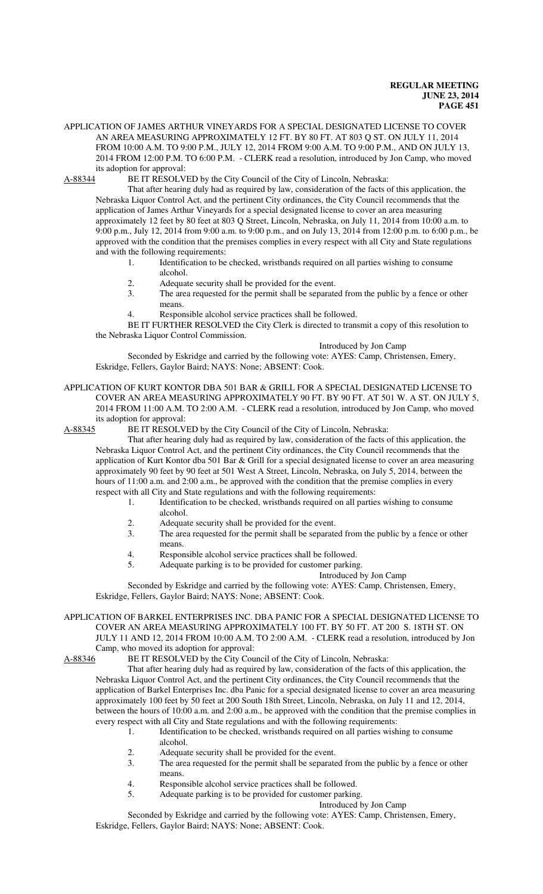APPLICATION OF JAMES ARTHUR VINEYARDS FOR A SPECIAL DESIGNATED LICENSE TO COVER AN AREA MEASURING APPROXIMATELY 12 FT. BY 80 FT. AT 803 Q ST. ON JULY 11, 2014 FROM 10:00 A.M. TO 9:00 P.M., JULY 12, 2014 FROM 9:00 A.M. TO 9:00 P.M., AND ON JULY 13, 2014 FROM 12:00 P.M. TO 6:00 P.M. - CLERK read a resolution, introduced by Jon Camp, who moved its adoption for approval:

A-88344 BE IT RESOLVED by the City Council of the City of Lincoln, Nebraska:

That after hearing duly had as required by law, consideration of the facts of this application, the Nebraska Liquor Control Act, and the pertinent City ordinances, the City Council recommends that the application of James Arthur Vineyards for a special designated license to cover an area measuring approximately 12 feet by 80 feet at 803 Q Street, Lincoln, Nebraska, on July 11, 2014 from 10:00 a.m. to 9:00 p.m., July 12, 2014 from 9:00 a.m. to 9:00 p.m., and on July 13, 2014 from 12:00 p.m. to 6:00 p.m., be approved with the condition that the premises complies in every respect with all City and State regulations and with the following requirements:

1. Identification to be checked, wristbands required on all parties wishing to consume alcohol.
2. Adequate security shall be provided for the event.
3. The area requested for the permit shall be separated from the public by a fence or other means.
4. Responsible alcohol service practices shall be followed.

BE IT FURTHER RESOLVED the City Clerk is directed to transmit a copy of this resolution to the Nebraska Liquor Control Commission.

Introduced by Jon Camp

Seconded by Eskridge and carried by the following vote: AYES: Camp, Christensen, Emery, Eskridge, Fellers, Gaylor Baird; NAYS: None; ABSENT: Cook.

APPLICATION OF KURT KONTOR DBA 501 BAR & GRILL FOR A SPECIAL DESIGNATED LICENSE TO COVER AN AREA MEASURING APPROXIMATELY 90 FT. BY 90 FT. AT 501 W. A ST. ON JULY 5, 2014 FROM 11:00 A.M. TO 2:00 A.M. - CLERK read a resolution, introduced by Jon Camp, who moved its adoption for approval:

A-88345 BE IT RESOLVED by the City Council of the City of Lincoln, Nebraska:

That after hearing duly had as required by law, consideration of the facts of this application, the Nebraska Liquor Control Act, and the pertinent City ordinances, the City Council recommends that the application of Kurt Kontor dba 501 Bar & Grill for a special designated license to cover an area measuring approximately 90 feet by 90 feet at 501 West A Street, Lincoln, Nebraska, on July 5, 2014, between the hours of 11:00 a.m. and 2:00 a.m., be approved with the condition that the premise complies in every respect with all City and State regulations and with the following requirements:

1. Identification to be checked, wristbands required on all parties wishing to consume alcohol.
2. Adequate security shall be provided for the event.
3. The area requested for the permit shall be separated from the public by a fence or other means.
4. Responsible alcohol service practices shall be followed.
5. Adequate parking is to be provided for customer parking.

Introduced by Jon Camp

Seconded by Eskridge and carried by the following vote: AYES: Camp, Christensen, Emery, Eskridge, Fellers, Gaylor Baird; NAYS: None; ABSENT: Cook.

APPLICATION OF BARKEL ENTERPRISES INC. DBA PANIC FOR A SPECIAL DESIGNATED LICENSE TO COVER AN AREA MEASURING APPROXIMATELY 100 FT. BY 50 FT. AT 200 S. 18TH ST. ON JULY 11 AND 12, 2014 FROM 10:00 A.M. TO 2:00 A.M. - CLERK read a resolution, introduced by Jon Camp, who moved its adoption for approval:

A-88346 BE IT RESOLVED by the City Council of the City of Lincoln, Nebraska:

That after hearing duly had as required by law, consideration of the facts of this application, the Nebraska Liquor Control Act, and the pertinent City ordinances, the City Council recommends that the application of Barkel Enterprises Inc. dba Panic for a special designated license to cover an area measuring approximately 100 feet by 50 feet at 200 South 18th Street, Lincoln, Nebraska, on July 11 and 12, 2014, between the hours of 10:00 a.m. and 2:00 a.m., be approved with the condition that the premise complies in every respect with all City and State regulations and with the following requirements:

1. Identification to be checked, wristbands required on all parties wishing to consume alcohol.
2. Adequate security shall be provided for the event.
3. The area requested for the permit shall be separated from the public by a fence or other means.
4. Responsible alcohol service practices shall be followed.
5. Adequate parking is to be provided for customer parking.

Introduced by Jon Camp

Seconded by Eskridge and carried by the following vote: AYES: Camp, Christensen, Emery, Eskridge, Fellers, Gaylor Baird; NAYS: None; ABSENT: Cook.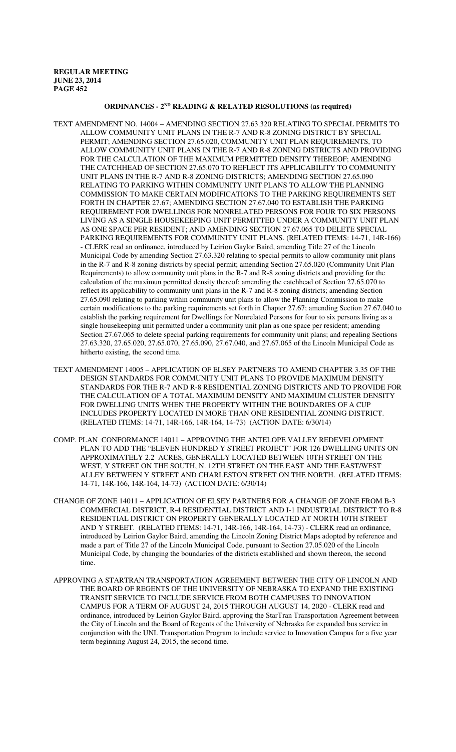**ORDINANCES - 2ND READING & RELATED RESOLUTIONS (as required)**

TEXT AMENDMENT NO. 14004 – AMENDING SECTION 27.63.320 RELATING TO SPECIAL PERMITS TO ALLOW COMMUNITY UNIT PLANS IN THE R-7 AND R-8 ZONING DISTRICT BY SPECIAL PERMIT; AMENDING SECTION 27.65.020, COMMUNITY UNIT PLAN REQUIREMENTS, TO ALLOW COMMUNITY UNIT PLANS IN THE R-7 AND R-8 ZONING DISTRICTS AND PROVIDING FOR THE CALCULATION OF THE MAXIMUM PERMITTED DENSITY THEREOF; AMENDING THE CATCHHEAD OF SECTION 27.65.070 TO REFLECT ITS APPLICABILITY TO COMMUNITY UNIT PLANS IN THE R-7 AND R-8 ZONING DISTRICTS; AMENDING SECTION 27.65.090 RELATING TO PARKING WITHIN COMMUNITY UNIT PLANS TO ALLOW THE PLANNING COMMISSION TO MAKE CERTAIN MODIFICATIONS TO THE PARKING REQUIREMENTS SET FORTH IN CHAPTER 27.67; AMENDING SECTION 27.67.040 TO ESTABLISH THE PARKING REQUIREMENT FOR DWELLINGS FOR NONRELATED PERSONS FOR FOUR TO SIX PERSONS LIVING AS A SINGLE HOUSEKEEPING UNIT PERMITTED UNDER A COMMUNITY UNIT PLAN AS ONE SPACE PER RESIDENT; AND AMENDING SECTION 27.67.065 TO DELETE SPECIAL PARKING REQUIREMENTS FOR COMMUNITY UNIT PLANS. (RELATED ITEMS: 14-71, 14R-166) - CLERK read an ordinance, introduced by Leirion Gaylor Baird, amending Title 27 of the Lincoln Municipal Code by amending Section 27.63.320 relating to special permits to allow community unit plans in the R-7 and R-8 zoning districts by special permit; amending Section 27.65.020 (Community Unit Plan Requirements) to allow community unit plans in the R-7 and R-8 zoning districts and providing for the calculation of the maximun permitted density thereof; amending the catchhead of Section 27.65.070 to reflect its applicability to community unit plans in the R-7 and R-8 zoning districts; amending Section 27.65.090 relating to parking within community unit plans to allow the Planning Commission to make certain modifications to the parking requirements set forth in Chapter 27.67; amending Section 27.67.040 to establish the parking requirement for Dwellings for Nonrelated Persons for four to six persons living as a single housekeeping unit permitted under a community unit plan as one space per resident; amending Section 27.67.065 to delete special parking requirements for community unit plans; and repealing Sections 27.63.320, 27.65.020, 27.65.070, 27.65.090, 27.67.040, and 27.67.065 of the Lincoln Municipal Code as hitherto existing, the second time.

TEXT AMENDMENT 14005 – APPLICATION OF ELSEY PARTNERS TO AMEND CHAPTER 3.35 OF THE DESIGN STANDARDS FOR COMMUNITY UNIT PLANS TO PROVIDE MAXIMUM DENSITY STANDARDS FOR THE R-7 AND R-8 RESIDENTIAL ZONING DISTRICTS AND TO PROVIDE FOR THE CALCULATION OF A TOTAL MAXIMUM DENSITY AND MAXIMUM CLUSTER DENSITY FOR DWELLING UNITS WHEN THE PROPERTY WITHIN THE BOUNDARIES OF A CUP INCLUDES PROPERTY LOCATED IN MORE THAN ONE RESIDENTIAL ZONING DISTRICT. (RELATED ITEMS: 14-71, 14R-166, 14R-164, 14-73) (ACTION DATE: 6/30/14)

COMP. PLAN CONFORMANCE 14011 – APPROVING THE ANTELOPE VALLEY REDEVELOPMENT PLAN TO ADD THE "ELEVEN HUNDRED Y STREET PROJECT" FOR 126 DWELLING UNITS ON APPROXIMATELY 2.2 ACRES, GENERALLY LOCATED BETWEEN 10TH STREET ON THE WEST, Y STREET ON THE SOUTH, N. 12TH STREET ON THE EAST AND THE EAST/WEST ALLEY BETWEEN Y STREET AND CHARLESTON STREET ON THE NORTH. (RELATED ITEMS: 14-71, 14R-166, 14R-164, 14-73) (ACTION DATE: 6/30/14)

CHANGE OF ZONE 14011 – APPLICATION OF ELSEY PARTNERS FOR A CHANGE OF ZONE FROM B-3 COMMERCIAL DISTRICT, R-4 RESIDENTIAL DISTRICT AND I-1 INDUSTRIAL DISTRICT TO R-8 RESIDENTIAL DISTRICT ON PROPERTY GENERALLY LOCATED AT NORTH 10TH STREET AND Y STREET. (RELATED ITEMS: 14-71, 14R-166, 14R-164, 14-73) - CLERK read an ordinance, introduced by Leirion Gaylor Baird, amending the Lincoln Zoning District Maps adopted by reference and made a part of Title 27 of the Lincoln Municipal Code, pursuant to Section 27.05.020 of the Lincoln Municipal Code, by changing the boundaries of the districts established and shown thereon, the second time.

APPROVING A STARTRAN TRANSPORTATION AGREEMENT BETWEEN THE CITY OF LINCOLN AND THE BOARD OF REGENTS OF THE UNIVERSITY OF NEBRASKA TO EXPAND THE EXISTING TRANSIT SERVICE TO INCLUDE SERVICE FROM BOTH CAMPUSES TO INNOVATION CAMPUS FOR A TERM OF AUGUST 24, 2015 THROUGH AUGUST 14, 2020 - CLERK read and ordinance, introduced by Leirion Gaylor Baird, approving the StarTran Transportation Agreement between the City of Lincoln and the Board of Regents of the University of Nebraska for expanded bus service in conjunction with the UNL Transportation Program to include service to Innovation Campus for a five year term beginning August 24, 2015, the second time.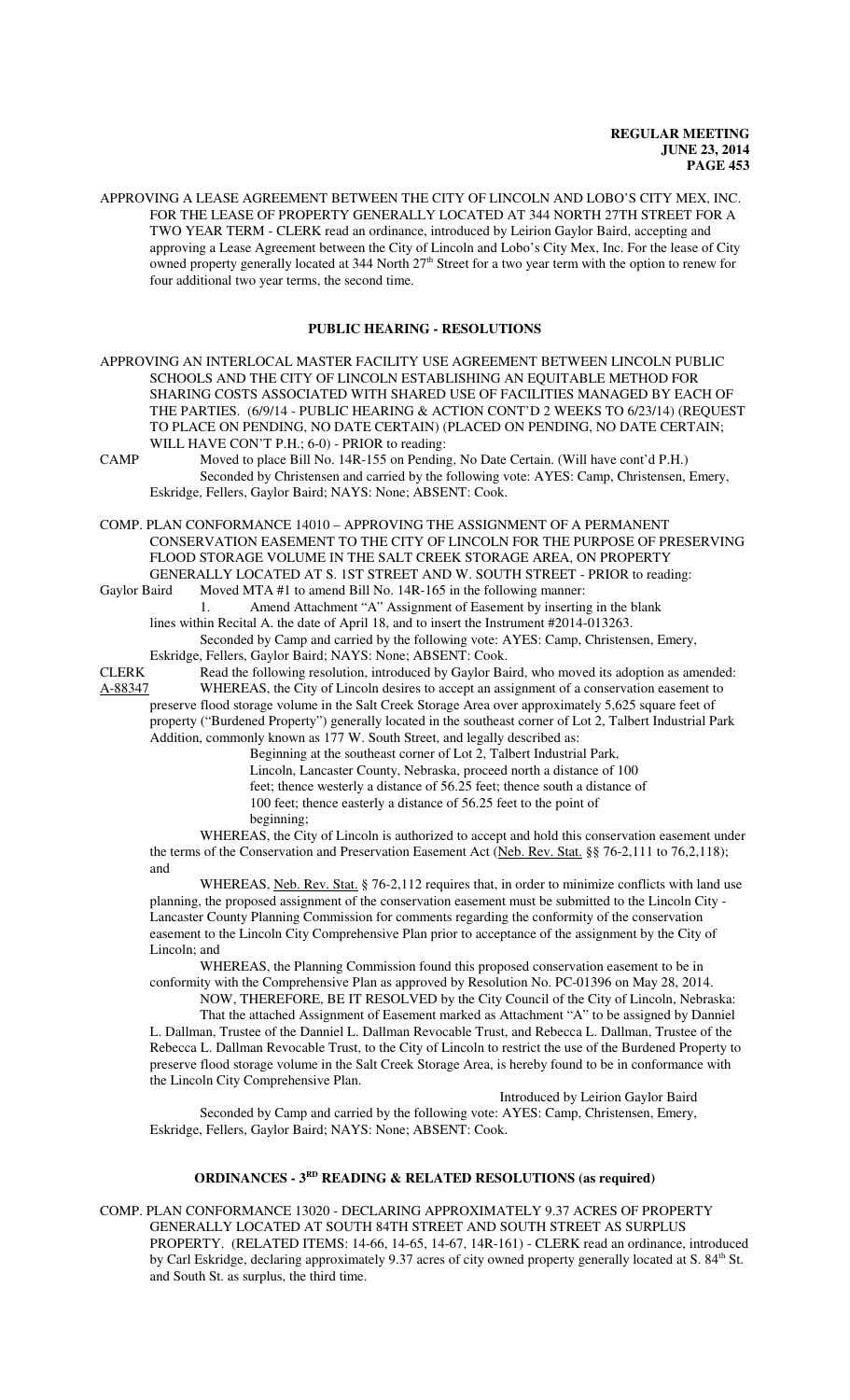APPROVING A LEASE AGREEMENT BETWEEN THE CITY OF LINCOLN AND LOBO'S CITY MEX, INC. FOR THE LEASE OF PROPERTY GENERALLY LOCATED AT 344 NORTH 27TH STREET FOR A TWO YEAR TERM - CLERK read an ordinance, introduced by Leirion Gaylor Baird, accepting and approving a Lease Agreement between the City of Lincoln and Lobo's City Mex, Inc. For the lease of City owned property generally located at 344 North 27th Street for a two year term with the option to renew for four additional two year terms, the second time.

## PUBLIC HEARING - RESOLUTIONS

APPROVING AN INTERLOCAL MASTER FACILITY USE AGREEMENT BETWEEN LINCOLN PUBLIC SCHOOLS AND THE CITY OF LINCOLN ESTABLISHING AN EQUITABLE METHOD FOR SHARING COSTS ASSOCIATED WITH SHARED USE OF FACILITIES MANAGED BY EACH OF THE PARTIES. (6/9/14 - PUBLIC HEARING & ACTION CONT'D 2 WEEKS TO 6/23/14) (REQUEST TO PLACE ON PENDING, NO DATE CERTAIN) (PLACED ON PENDING, NO DATE CERTAIN; WILL HAVE CON'T P.H.; 6-0) - PRIOR to reading:

CAMP Moved to place Bill No. 14R-155 on Pending, No Date Certain. (Will have cont'd P.H.) Seconded by Christensen and carried by the following vote: AYES: Camp, Christensen, Emery, Eskridge, Fellers, Gaylor Baird; NAYS: None; ABSENT: Cook.

COMP. PLAN CONFORMANCE 14010 – APPROVING THE ASSIGNMENT OF A PERMANENT CONSERVATION EASEMENT TO THE CITY OF LINCOLN FOR THE PURPOSE OF PRESERVING FLOOD STORAGE VOLUME IN THE SALT CREEK STORAGE AREA, ON PROPERTY GENERALLY LOCATED AT S. 1ST STREET AND W. SOUTH STREET - PRIOR to reading:

Gaylor Baird Moved MTA #1 to amend Bill No. 14R-165 in the following manner:

1. Amend Attachment "A" Assignment of Easement by inserting in the blank lines within Recital A. the date of April 18, and to insert the Instrument #2014-013263.

Seconded by Camp and carried by the following vote: AYES: Camp, Christensen, Emery, Eskridge, Fellers, Gaylor Baird; NAYS: None; ABSENT: Cook.

CLERK Read the following resolution, introduced by Gaylor Baird, who moved its adoption as amended:

A-88347 WHEREAS, the City of Lincoln desires to accept an assignment of a conservation easement to preserve flood storage volume in the Salt Creek Storage Area over approximately 5,625 square feet of property ("Burdened Property") generally located in the southeast corner of Lot 2, Talbert Industrial Park Addition, commonly known as 177 W. South Street, and legally described as:

Beginning at the southeast corner of Lot 2, Talbert Industrial Park, Lincoln, Lancaster County, Nebraska, proceed north a distance of 100 feet; thence westerly a distance of 56.25 feet; thence south a distance of 100 feet; thence easterly a distance of 56.25 feet to the point of beginning;

WHEREAS, the City of Lincoln is authorized to accept and hold this conservation easement under the terms of the Conservation and Preservation Easement Act (Neb. Rev. Stat. §§ 76-2,111 to 76,2,118); and

WHEREAS, Neb. Rev. Stat. § 76-2,112 requires that, in order to minimize conflicts with land use planning, the proposed assignment of the conservation easement must be submitted to the Lincoln City - Lancaster County Planning Commission for comments regarding the conformity of the conservation easement to the Lincoln City Comprehensive Plan prior to acceptance of the assignment by the City of Lincoln; and

WHEREAS, the Planning Commission found this proposed conservation easement to be in conformity with the Comprehensive Plan as approved by Resolution No. PC-01396 on May 28, 2014.

NOW, THEREFORE, BE IT RESOLVED by the City Council of the City of Lincoln, Nebraska:

That the attached Assignment of Easement marked as Attachment "A" to be assigned by Danniel L. Dallman, Trustee of the Danniel L. Dallman Revocable Trust, and Rebecca L. Dallman, Trustee of the Rebecca L. Dallman Revocable Trust, to the City of Lincoln to restrict the use of the Burdened Property to preserve flood storage volume in the Salt Creek Storage Area, is hereby found to be in conformance with the Lincoln City Comprehensive Plan.

Introduced by Leirion Gaylor Baird

Seconded by Camp and carried by the following vote: AYES: Camp, Christensen, Emery, Eskridge, Fellers, Gaylor Baird; NAYS: None; ABSENT: Cook.

## ORDINANCES - 3RD READING & RELATED RESOLUTIONS (as required)

COMP. PLAN CONFORMANCE 13020 - DECLARING APPROXIMATELY 9.37 ACRES OF PROPERTY GENERALLY LOCATED AT SOUTH 84TH STREET AND SOUTH STREET AS SURPLUS PROPERTY. (RELATED ITEMS: 14-66, 14-65, 14-67, 14R-161) - CLERK read an ordinance, introduced by Carl Eskridge, declaring approximately 9.37 acres of city owned property generally located at S. 84th St. and South St. as surplus, the third time.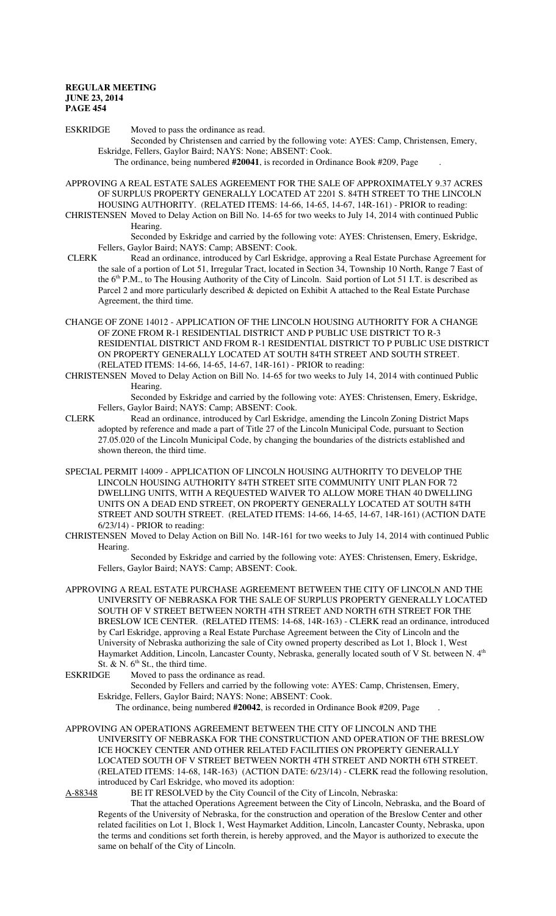ESKRIDGE Moved to pass the ordinance as read.

Seconded by Christensen and carried by the following vote: AYES: Camp, Christensen, Emery, Eskridge, Fellers, Gaylor Baird; NAYS: None; ABSENT: Cook.

The ordinance, being numbered **#20041**, is recorded in Ordinance Book #209, Page .

APPROVING A REAL ESTATE SALES AGREEMENT FOR THE SALE OF APPROXIMATELY 9.37 ACRES OF SURPLUS PROPERTY GENERALLY LOCATED AT 2201 S. 84TH STREET TO THE LINCOLN HOUSING AUTHORITY. (RELATED ITEMS: 14-66, 14-65, 14-67, 14R-161) - PRIOR to reading:

CHRISTENSEN Moved to Delay Action on Bill No. 14-65 for two weeks to July 14, 2014 with continued Public Hearing.

Seconded by Eskridge and carried by the following vote: AYES: Christensen, Emery, Eskridge, Fellers, Gaylor Baird; NAYS: Camp; ABSENT: Cook.

CLERK Read an ordinance, introduced by Carl Eskridge, approving a Real Estate Purchase Agreement for the sale of a portion of Lot 51, Irregular Tract, located in Section 34, Township 10 North, Range 7 East of the 6th P.M., to The Housing Authority of the City of Lincoln. Said portion of Lot 51 I.T. is described as Parcel 2 and more particularly described & depicted on Exhibit A attached to the Real Estate Purchase Agreement, the third time.

CHANGE OF ZONE 14012 - APPLICATION OF THE LINCOLN HOUSING AUTHORITY FOR A CHANGE OF ZONE FROM R-1 RESIDENTIAL DISTRICT AND P PUBLIC USE DISTRICT TO R-3 RESIDENTIAL DISTRICT AND FROM R-1 RESIDENTIAL DISTRICT TO P PUBLIC USE DISTRICT ON PROPERTY GENERALLY LOCATED AT SOUTH 84TH STREET AND SOUTH STREET. (RELATED ITEMS: 14-66, 14-65, 14-67, 14R-161) - PRIOR to reading:

CHRISTENSEN Moved to Delay Action on Bill No. 14-65 for two weeks to July 14, 2014 with continued Public Hearing.

Seconded by Eskridge and carried by the following vote: AYES: Christensen, Emery, Eskridge, Fellers, Gaylor Baird; NAYS: Camp; ABSENT: Cook.

CLERK Read an ordinance, introduced by Carl Eskridge, amending the Lincoln Zoning District Maps adopted by reference and made a part of Title 27 of the Lincoln Municipal Code, pursuant to Section 27.05.020 of the Lincoln Municipal Code, by changing the boundaries of the districts established and shown thereon, the third time.

SPECIAL PERMIT 14009 - APPLICATION OF LINCOLN HOUSING AUTHORITY TO DEVELOP THE LINCOLN HOUSING AUTHORITY 84TH STREET SITE COMMUNITY UNIT PLAN FOR 72 DWELLING UNITS, WITH A REQUESTED WAIVER TO ALLOW MORE THAN 40 DWELLING UNITS ON A DEAD END STREET, ON PROPERTY GENERALLY LOCATED AT SOUTH 84TH STREET AND SOUTH STREET. (RELATED ITEMS: 14-66, 14-65, 14-67, 14R-161) (ACTION DATE 6/23/14) - PRIOR to reading:

CHRISTENSEN Moved to Delay Action on Bill No. 14R-161 for two weeks to July 14, 2014 with continued Public Hearing.

Seconded by Eskridge and carried by the following vote: AYES: Christensen, Emery, Eskridge, Fellers, Gaylor Baird; NAYS: Camp; ABSENT: Cook.

APPROVING A REAL ESTATE PURCHASE AGREEMENT BETWEEN THE CITY OF LINCOLN AND THE UNIVERSITY OF NEBRASKA FOR THE SALE OF SURPLUS PROPERTY GENERALLY LOCATED SOUTH OF V STREET BETWEEN NORTH 4TH STREET AND NORTH 6TH STREET FOR THE BRESLOW ICE CENTER. (RELATED ITEMS: 14-68, 14R-163) - CLERK read an ordinance, introduced by Carl Eskridge, approving a Real Estate Purchase Agreement between the City of Lincoln and the University of Nebraska authorizing the sale of City owned property described as Lot 1, Block 1, West Haymarket Addition, Lincoln, Lancaster County, Nebraska, generally located south of V St. between N. 4th St. & N. 6th St., the third time.

ESKRIDGE Moved to pass the ordinance as read.

Seconded by Fellers and carried by the following vote: AYES: Camp, Christensen, Emery, Eskridge, Fellers, Gaylor Baird; NAYS: None; ABSENT: Cook.

The ordinance, being numbered **#20042**, is recorded in Ordinance Book #209, Page .

APPROVING AN OPERATIONS AGREEMENT BETWEEN THE CITY OF LINCOLN AND THE UNIVERSITY OF NEBRASKA FOR THE CONSTRUCTION AND OPERATION OF THE BRESLOW ICE HOCKEY CENTER AND OTHER RELATED FACILITIES ON PROPERTY GENERALLY LOCATED SOUTH OF V STREET BETWEEN NORTH 4TH STREET AND NORTH 6TH STREET. (RELATED ITEMS: 14-68, 14R-163) (ACTION DATE: 6/23/14) - CLERK read the following resolution, introduced by Carl Eskridge, who moved its adoption:

A-88348 BE IT RESOLVED by the City Council of the City of Lincoln, Nebraska:

That the attached Operations Agreement between the City of Lincoln, Nebraska, and the Board of Regents of the University of Nebraska, for the construction and operation of the Breslow Center and other related facilities on Lot 1, Block 1, West Haymarket Addition, Lincoln, Lancaster County, Nebraska, upon the terms and conditions set forth therein, is hereby approved, and the Mayor is authorized to execute the same on behalf of the City of Lincoln.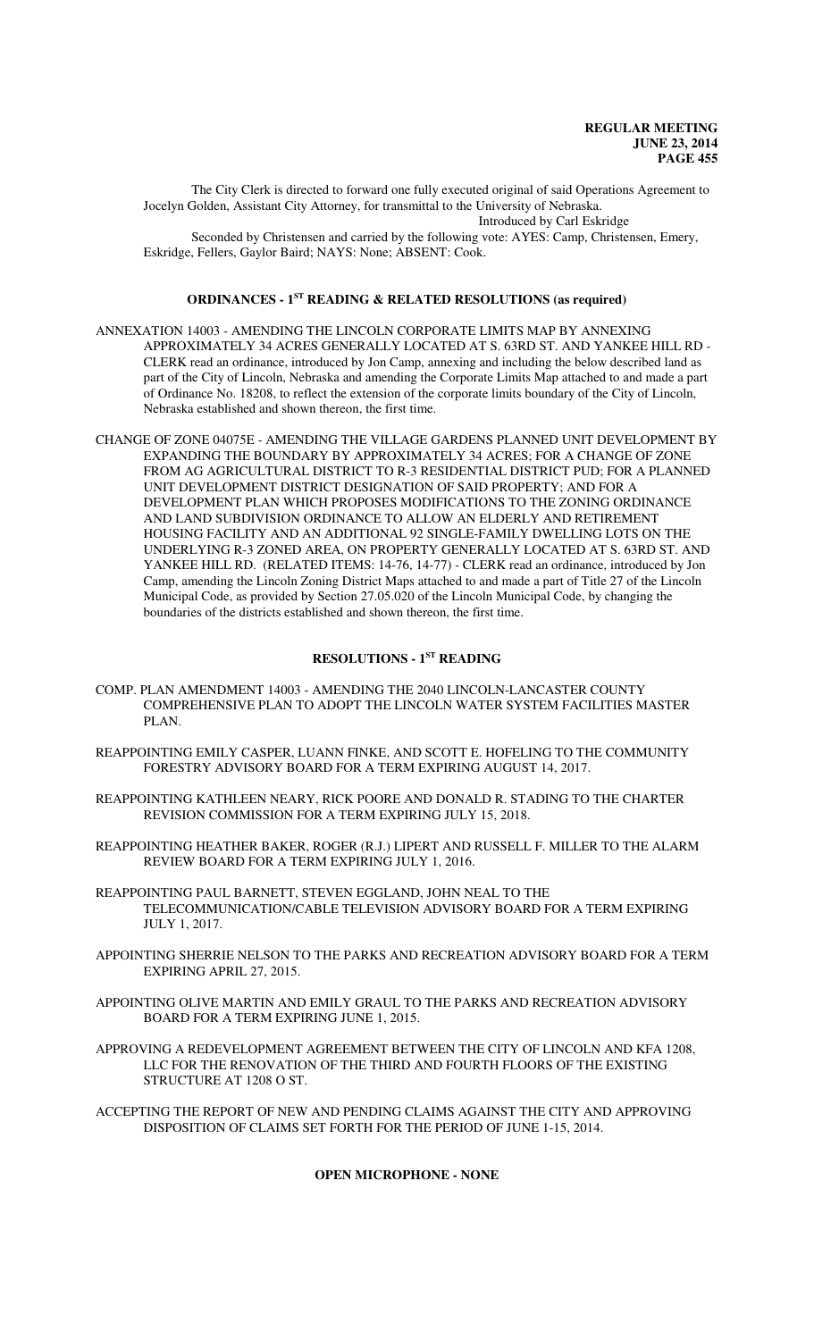The City Clerk is directed to forward one fully executed original of said Operations Agreement to Jocelyn Golden, Assistant City Attorney, for transmittal to the University of Nebraska.

Introduced by Carl Eskridge

Seconded by Christensen and carried by the following vote: AYES: Camp, Christensen, Emery, Eskridge, Fellers, Gaylor Baird; NAYS: None; ABSENT: Cook.

## ORDINANCES - 1ST READING & RELATED RESOLUTIONS (as required)

ANNEXATION 14003 - AMENDING THE LINCOLN CORPORATE LIMITS MAP BY ANNEXING APPROXIMATELY 34 ACRES GENERALLY LOCATED AT S. 63RD ST. AND YANKEE HILL RD - CLERK read an ordinance, introduced by Jon Camp, annexing and including the below described land as part of the City of Lincoln, Nebraska and amending the Corporate Limits Map attached to and made a part of Ordinance No. 18208, to reflect the extension of the corporate limits boundary of the City of Lincoln, Nebraska established and shown thereon, the first time.

CHANGE OF ZONE 04075E - AMENDING THE VILLAGE GARDENS PLANNED UNIT DEVELOPMENT BY EXPANDING THE BOUNDARY BY APPROXIMATELY 34 ACRES; FOR A CHANGE OF ZONE FROM AG AGRICULTURAL DISTRICT TO R-3 RESIDENTIAL DISTRICT PUD; FOR A PLANNED UNIT DEVELOPMENT DISTRICT DESIGNATION OF SAID PROPERTY; AND FOR A DEVELOPMENT PLAN WHICH PROPOSES MODIFICATIONS TO THE ZONING ORDINANCE AND LAND SUBDIVISION ORDINANCE TO ALLOW AN ELDERLY AND RETIREMENT HOUSING FACILITY AND AN ADDITIONAL 92 SINGLE-FAMILY DWELLING LOTS ON THE UNDERLYING R-3 ZONED AREA, ON PROPERTY GENERALLY LOCATED AT S. 63RD ST. AND YANKEE HILL RD. (RELATED ITEMS: 14-76, 14-77) - CLERK read an ordinance, introduced by Jon Camp, amending the Lincoln Zoning District Maps attached to and made a part of Title 27 of the Lincoln Municipal Code, as provided by Section 27.05.020 of the Lincoln Municipal Code, by changing the boundaries of the districts established and shown thereon, the first time.

## RESOLUTIONS - 1ST READING

COMP. PLAN AMENDMENT 14003 - AMENDING THE 2040 LINCOLN-LANCASTER COUNTY COMPREHENSIVE PLAN TO ADOPT THE LINCOLN WATER SYSTEM FACILITIES MASTER PLAN.

REAPPOINTING EMILY CASPER, LUANN FINKE, AND SCOTT E. HOFELING TO THE COMMUNITY FORESTRY ADVISORY BOARD FOR A TERM EXPIRING AUGUST 14, 2017.

REAPPOINTING KATHLEEN NEARY, RICK POORE AND DONALD R. STADING TO THE CHARTER REVISION COMMISSION FOR A TERM EXPIRING JULY 15, 2018.

REAPPOINTING HEATHER BAKER, ROGER (R.J.) LIPERT AND RUSSELL F. MILLER TO THE ALARM REVIEW BOARD FOR A TERM EXPIRING JULY 1, 2016.

REAPPOINTING PAUL BARNETT, STEVEN EGGLAND, JOHN NEAL TO THE TELECOMMUNICATION/CABLE TELEVISION ADVISORY BOARD FOR A TERM EXPIRING JULY 1, 2017.

APPOINTING SHERRIE NELSON TO THE PARKS AND RECREATION ADVISORY BOARD FOR A TERM EXPIRING APRIL 27, 2015.

APPOINTING OLIVE MARTIN AND EMILY GRAUL TO THE PARKS AND RECREATION ADVISORY BOARD FOR A TERM EXPIRING JUNE 1, 2015.

APPROVING A REDEVELOPMENT AGREEMENT BETWEEN THE CITY OF LINCOLN AND KFA 1208, LLC FOR THE RENOVATION OF THE THIRD AND FOURTH FLOORS OF THE EXISTING STRUCTURE AT 1208 O ST.

ACCEPTING THE REPORT OF NEW AND PENDING CLAIMS AGAINST THE CITY AND APPROVING DISPOSITION OF CLAIMS SET FORTH FOR THE PERIOD OF JUNE 1-15, 2014.

## OPEN MICROPHONE - NONE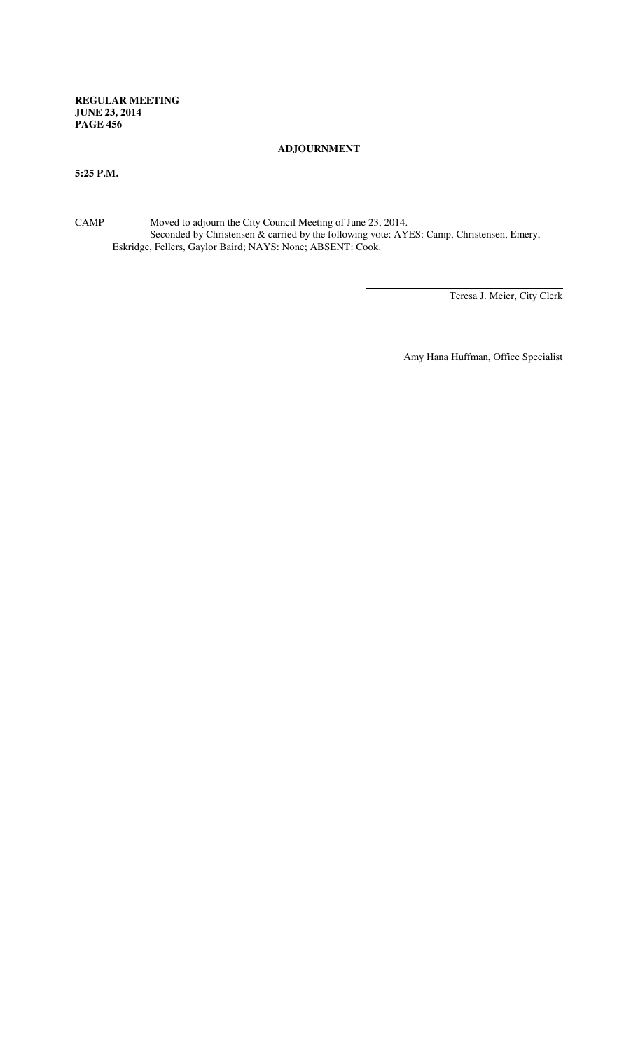## ADJOURNMENT

**5:25 P.M.**

CAMP Moved to adjourn the City Council Meeting of June 23, 2014.
Seconded by Christensen & carried by the following vote: AYES: Camp, Christensen, Emery, Eskridge, Fellers, Gaylor Baird; NAYS: None; ABSENT: Cook.

Teresa J. Meier, City Clerk

Amy Hana Huffman, Office Specialist